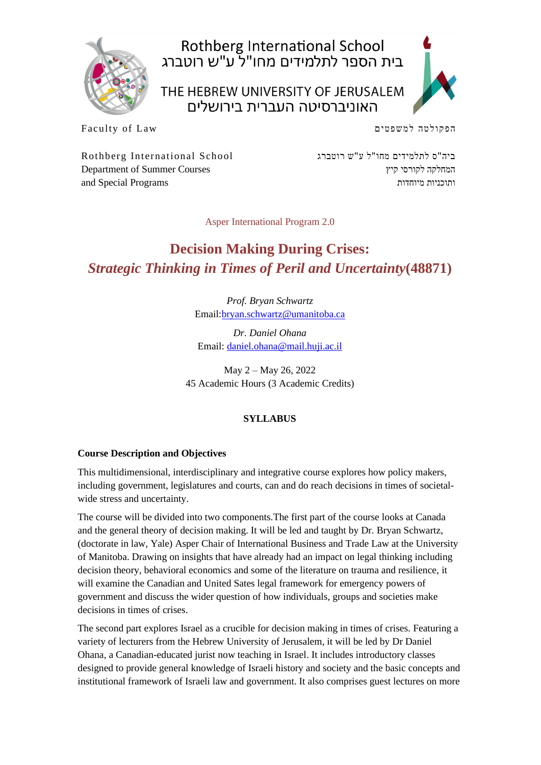Rothberg International School
בית הספר לתלמידים מחו"ל ע"ש רוטברג

THE HEBREW UNIVERSITY OF JERUSALEM
האוניברסיטה העברית בירושלים

Faculty of Law
הפקולטה למשפטים

Rothberg International School
Department of Summer Courses
and Special Programs

ביה"ס לתלמידים מחו"ל ע"ש רוטברג
המחלקה לקורסי קיץ
ותוכניות מיוחדות

Asper International Program 2.0

# Decision Making During Crises: *Strategic Thinking in Times of Peril and Uncertainty*(48871)

*Prof. Bryan Schwartz*
Email:bryan.schwartz@umanitoba.ca

*Dr. Daniel Ohana*
Email: daniel.ohana@mail.huji.ac.il

May 2 – May 26, 2022
45 Academic Hours (3 Academic Credits)

**SYLLABUS**

**Course Description and Objectives**

This multidimensional, interdisciplinary and integrative course explores how policy makers, including government, legislatures and courts, can and do reach decisions in times of societal-wide stress and uncertainty.

The course will be divided into two components.The first part of the course looks at Canada and the general theory of decision making. It will be led and taught by Dr. Bryan Schwartz, (doctorate in law, Yale) Asper Chair of International Business and Trade Law at the University of Manitoba. Drawing on insights that have already had an impact on legal thinking including decision theory, behavioral economics and some of the literature on trauma and resilience, it will examine the Canadian and United Sates legal framework for emergency powers of government and discuss the wider question of how individuals, groups and societies make decisions in times of crises.

The second part explores Israel as a crucible for decision making in times of crises. Featuring a variety of lecturers from the Hebrew University of Jerusalem, it will be led by Dr Daniel Ohana, a Canadian-educated jurist now teaching in Israel. It includes introductory classes designed to provide general knowledge of Israeli history and society and the basic concepts and institutional framework of Israeli law and government. It also comprises guest lectures on more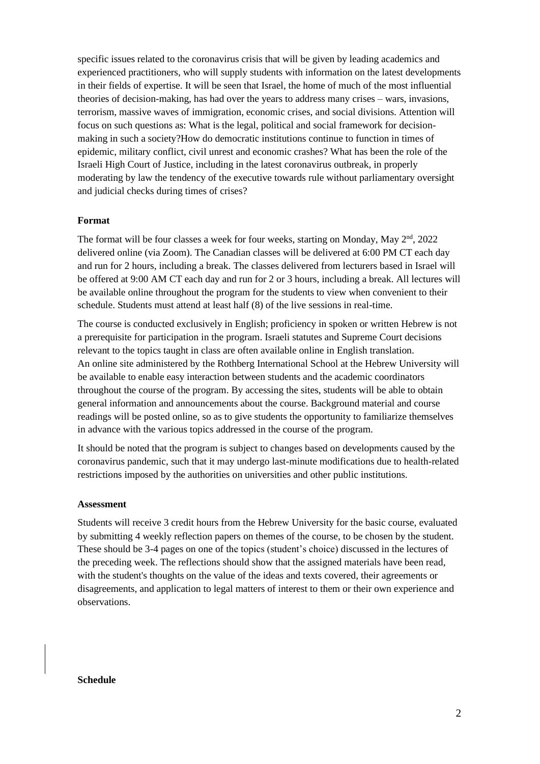specific issues related to the coronavirus crisis that will be given by leading academics and experienced practitioners, who will supply students with information on the latest developments in their fields of expertise. It will be seen that Israel, the home of much of the most influential theories of decision-making, has had over the years to address many crises – wars, invasions, terrorism, massive waves of immigration, economic crises, and social divisions. Attention will focus on such questions as: What is the legal, political and social framework for decision-making in such a society?How do democratic institutions continue to function in times of epidemic, military conflict, civil unrest and economic crashes? What has been the role of the Israeli High Court of Justice, including in the latest coronavirus outbreak, in properly moderating by law the tendency of the executive towards rule without parliamentary oversight and judicial checks during times of crises?

**Format**

The format will be four classes a week for four weeks, starting on Monday, May 2nd, 2022 delivered online (via Zoom). The Canadian classes will be delivered at 6:00 PM CT each day and run for 2 hours, including a break. The classes delivered from lecturers based in Israel will be offered at 9:00 AM CT each day and run for 2 or 3 hours, including a break. All lectures will be available online throughout the program for the students to view when convenient to their schedule. Students must attend at least half (8) of the live sessions in real-time.

The course is conducted exclusively in English; proficiency in spoken or written Hebrew is not a prerequisite for participation in the program. Israeli statutes and Supreme Court decisions relevant to the topics taught in class are often available online in English translation.
An online site administered by the Rothberg International School at the Hebrew University will be available to enable easy interaction between students and the academic coordinators throughout the course of the program. By accessing the sites, students will be able to obtain general information and announcements about the course. Background material and course readings will be posted online, so as to give students the opportunity to familiarize themselves in advance with the various topics addressed in the course of the program.

It should be noted that the program is subject to changes based on developments caused by the coronavirus pandemic, such that it may undergo last-minute modifications due to health-related restrictions imposed by the authorities on universities and other public institutions.

**Assessment**

Students will receive 3 credit hours from the Hebrew University for the basic course, evaluated by submitting 4 weekly reflection papers on themes of the course, to be chosen by the student. These should be 3-4 pages on one of the topics (student's choice) discussed in the lectures of the preceding week. The reflections should show that the assigned materials have been read, with the student's thoughts on the value of the ideas and texts covered, their agreements or disagreements, and application to legal matters of interest to them or their own experience and observations.

**Schedule**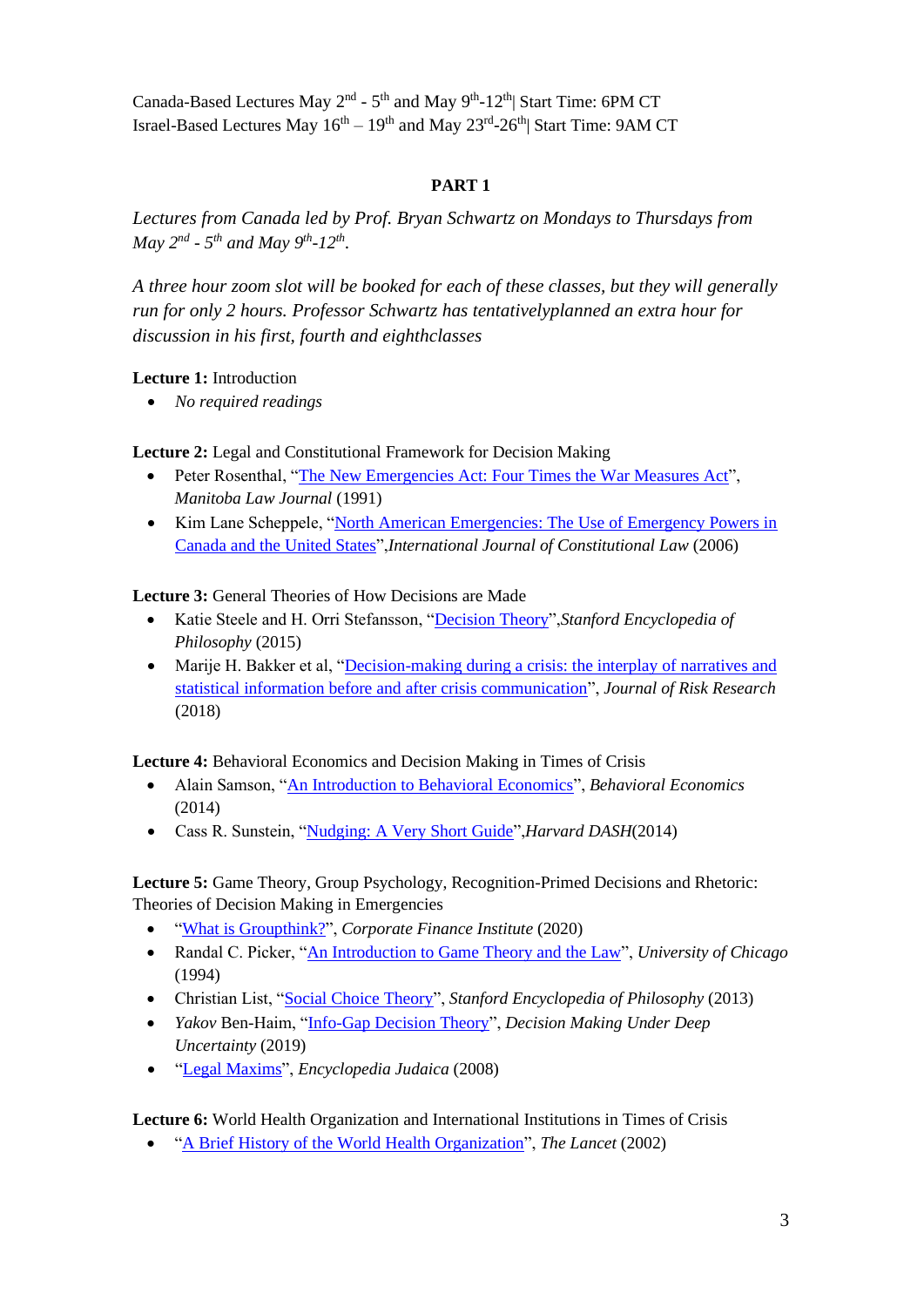Canada-Based Lectures May 2nd - 5th and May 9th-12th| Start Time: 6PM CT
Israel-Based Lectures May 16th – 19th and May 23rd-26th| Start Time: 9AM CT

## PART 1

*Lectures from Canada led by Prof. Bryan Schwartz on Mondays to Thursdays from May 2nd - 5th and May 9th-12th.*

*A three hour zoom slot will be booked for each of these classes, but they will generally run for only 2 hours. Professor Schwartz has tentativelyplanned an extra hour for discussion in his first, fourth and eighthclasses*

**Lecture 1:** Introduction

- *No required readings*

**Lecture 2:** Legal and Constitutional Framework for Decision Making

- Peter Rosenthal, "The New Emergencies Act: Four Times the War Measures Act", *Manitoba Law Journal* (1991)
- Kim Lane Scheppele, "North American Emergencies: The Use of Emergency Powers in Canada and the United States",*International Journal of Constitutional Law* (2006)

**Lecture 3:** General Theories of How Decisions are Made

- Katie Steele and H. Orri Stefansson, "Decision Theory",*Stanford Encyclopedia of Philosophy* (2015)
- Marije H. Bakker et al, "Decision-making during a crisis: the interplay of narratives and statistical information before and after crisis communication", *Journal of Risk Research* (2018)

**Lecture 4:** Behavioral Economics and Decision Making in Times of Crisis

- Alain Samson, "An Introduction to Behavioral Economics", *Behavioral Economics* (2014)
- Cass R. Sunstein, "Nudging: A Very Short Guide",*Harvard DASH*(2014)

**Lecture 5:** Game Theory, Group Psychology, Recognition-Primed Decisions and Rhetoric: Theories of Decision Making in Emergencies

- "What is Groupthink?", *Corporate Finance Institute* (2020)
- Randal C. Picker, "An Introduction to Game Theory and the Law", *University of Chicago* (1994)
- Christian List, "Social Choice Theory", *Stanford Encyclopedia of Philosophy* (2013)
- *Yakov* Ben-Haim, "Info-Gap Decision Theory", *Decision Making Under Deep Uncertainty* (2019)
- "Legal Maxims", *Encyclopedia Judaica* (2008)

**Lecture 6:** World Health Organization and International Institutions in Times of Crisis

- "A Brief History of the World Health Organization", *The Lancet* (2002)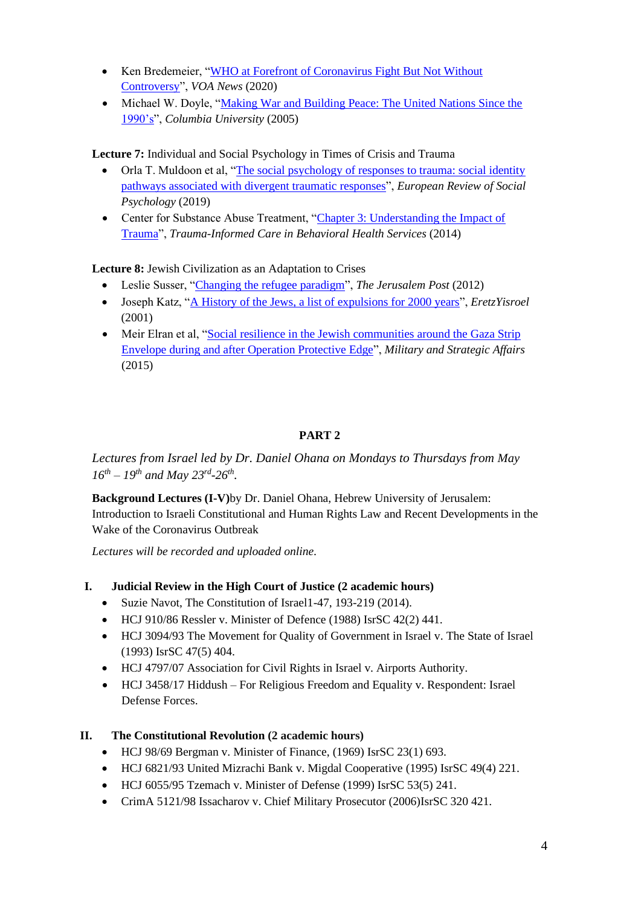- Ken Bredemeier, "WHO at Forefront of Coronavirus Fight But Not Without Controversy", *VOA News* (2020)
- Michael W. Doyle, "Making War and Building Peace: The United Nations Since the 1990's", *Columbia University* (2005)

**Lecture 7:** Individual and Social Psychology in Times of Crisis and Trauma

- Orla T. Muldoon et al, "The social psychology of responses to trauma: social identity pathways associated with divergent traumatic responses", *European Review of Social Psychology* (2019)
- Center for Substance Abuse Treatment, "Chapter 3: Understanding the Impact of Trauma", *Trauma-Informed Care in Behavioral Health Services* (2014)

**Lecture 8:** Jewish Civilization as an Adaptation to Crises

- Leslie Susser, "Changing the refugee paradigm", *The Jerusalem Post* (2012)
- Joseph Katz, "A History of the Jews, a list of expulsions for 2000 years", *EretzYisroel* (2001)
- Meir Elran et al, "Social resilience in the Jewish communities around the Gaza Strip Envelope during and after Operation Protective Edge", *Military and Strategic Affairs* (2015)

## PART 2

*Lectures from Israel led by Dr. Daniel Ohana on Mondays to Thursdays from May 16th – 19th and May 23rd-26th.*

**Background Lectures (I-V)**by Dr. Daniel Ohana, Hebrew University of Jerusalem: Introduction to Israeli Constitutional and Human Rights Law and Recent Developments in the Wake of the Coronavirus Outbreak

*Lectures will be recorded and uploaded online.*

### I. Judicial Review in the High Court of Justice (2 academic hours)

- Suzie Navot, The Constitution of Israel1-47, 193-219 (2014).
- HCJ 910/86 Ressler v. Minister of Defence (1988) IsrSC 42(2) 441.
- HCJ 3094/93 The Movement for Quality of Government in Israel v. The State of Israel (1993) IsrSC 47(5) 404.
- HCJ 4797/07 Association for Civil Rights in Israel v. Airports Authority.
- HCJ 3458/17 Hiddush – For Religious Freedom and Equality v. Respondent: Israel Defense Forces.

### II. The Constitutional Revolution (2 academic hours)

- HCJ 98/69 Bergman v. Minister of Finance, (1969) IsrSC 23(1) 693.
- HCJ 6821/93 United Mizrachi Bank v. Migdal Cooperative (1995) IsrSC 49(4) 221.
- HCJ 6055/95 Tzemach v. Minister of Defense (1999) IsrSC 53(5) 241.
- CrimA 5121/98 Issacharov v. Chief Military Prosecutor (2006)IsrSC 320 421.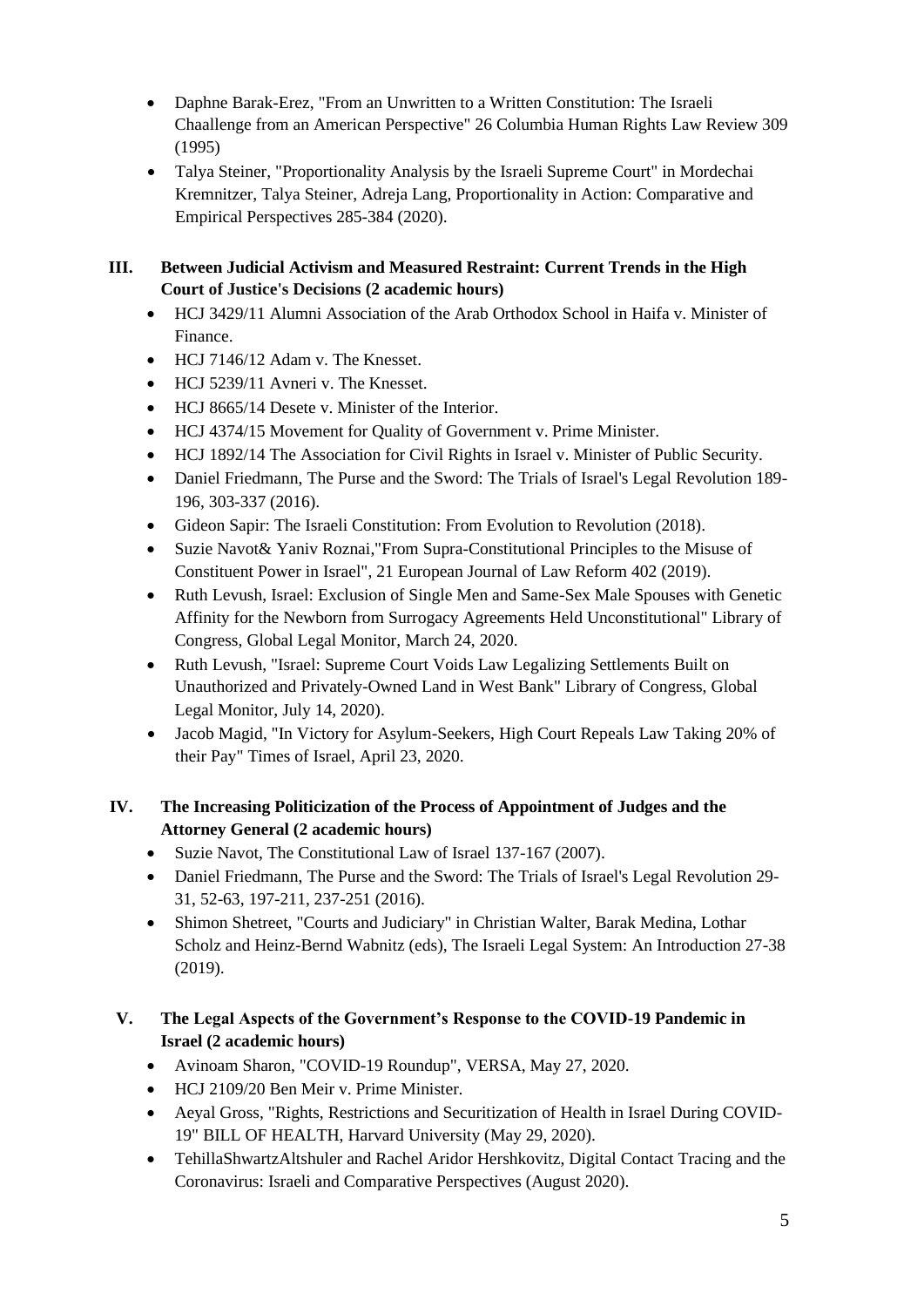- Daphne Barak-Erez, "From an Unwritten to a Written Constitution: The Israeli Chaallenge from an American Perspective" 26 Columbia Human Rights Law Review 309 (1995)
- Talya Steiner, "Proportionality Analysis by the Israeli Supreme Court" in Mordechai Kremnitzer, Talya Steiner, Adreja Lang, Proportionality in Action: Comparative and Empirical Perspectives 285-384 (2020).

## III. Between Judicial Activism and Measured Restraint: Current Trends in the High Court of Justice's Decisions (2 academic hours)

- HCJ 3429/11 Alumni Association of the Arab Orthodox School in Haifa v. Minister of Finance.
- HCJ 7146/12 Adam v. The Knesset.
- HCJ 5239/11 Avneri v. The Knesset.
- HCJ 8665/14 Desete v. Minister of the Interior.
- HCJ 4374/15 Movement for Quality of Government v. Prime Minister.
- HCJ 1892/14 The Association for Civil Rights in Israel v. Minister of Public Security.
- Daniel Friedmann, The Purse and the Sword: The Trials of Israel's Legal Revolution 189-196, 303-337 (2016).
- Gideon Sapir: The Israeli Constitution: From Evolution to Revolution (2018).
- Suzie Navot& Yaniv Roznai,"From Supra-Constitutional Principles to the Misuse of Constituent Power in Israel", 21 European Journal of Law Reform 402 (2019).
- Ruth Levush, Israel: Exclusion of Single Men and Same-Sex Male Spouses with Genetic Affinity for the Newborn from Surrogacy Agreements Held Unconstitutional" Library of Congress, Global Legal Monitor, March 24, 2020.
- Ruth Levush, "Israel: Supreme Court Voids Law Legalizing Settlements Built on Unauthorized and Privately-Owned Land in West Bank" Library of Congress, Global Legal Monitor, July 14, 2020).
- Jacob Magid, "In Victory for Asylum-Seekers, High Court Repeals Law Taking 20% of their Pay" Times of Israel, April 23, 2020.

## IV. The Increasing Politicization of the Process of Appointment of Judges and the Attorney General (2 academic hours)

- Suzie Navot, The Constitutional Law of Israel 137-167 (2007).
- Daniel Friedmann, The Purse and the Sword: The Trials of Israel's Legal Revolution 29-31, 52-63, 197-211, 237-251 (2016).
- Shimon Shetreet, "Courts and Judiciary" in Christian Walter, Barak Medina, Lothar Scholz and Heinz-Bernd Wabnitz (eds), The Israeli Legal System: An Introduction 27-38 (2019).

## V. The Legal Aspects of the Government's Response to the COVID-19 Pandemic in Israel (2 academic hours)

- Avinoam Sharon, "COVID-19 Roundup", VERSA, May 27, 2020.
- HCJ 2109/20 Ben Meir v. Prime Minister.
- Aeyal Gross, "Rights, Restrictions and Securitization of Health in Israel During COVID-19" BILL OF HEALTH, Harvard University (May 29, 2020).
- TehillaShwartzAltshuler and Rachel Aridor Hershkovitz, Digital Contact Tracing and the Coronavirus: Israeli and Comparative Perspectives (August 2020).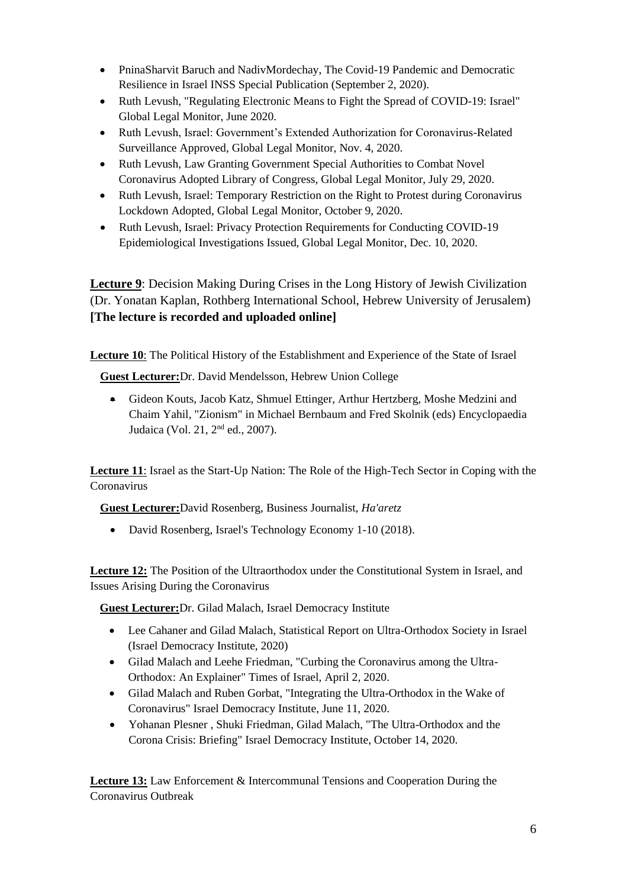- PninaSharvit Baruch and NadivMordechay, The Covid-19 Pandemic and Democratic Resilience in Israel INSS Special Publication (September 2, 2020).
- Ruth Levush, "Regulating Electronic Means to Fight the Spread of COVID-19: Israel" Global Legal Monitor, June 2020.
- Ruth Levush, Israel: Government's Extended Authorization for Coronavirus-Related Surveillance Approved, Global Legal Monitor, Nov. 4, 2020.
- Ruth Levush, Law Granting Government Special Authorities to Combat Novel Coronavirus Adopted Library of Congress, Global Legal Monitor, July 29, 2020.
- Ruth Levush, Israel: Temporary Restriction on the Right to Protest during Coronavirus Lockdown Adopted, Global Legal Monitor, October 9, 2020.
- Ruth Levush, Israel: Privacy Protection Requirements for Conducting COVID-19 Epidemiological Investigations Issued, Global Legal Monitor, Dec. 10, 2020.

**Lecture 9**: Decision Making During Crises in the Long History of Jewish Civilization (Dr. Yonatan Kaplan, Rothberg International School, Hebrew University of Jerusalem) **[The lecture is recorded and uploaded online]**

**Lecture 10**: The Political History of the Establishment and Experience of the State of Israel

**Guest Lecturer:**Dr. David Mendelsson, Hebrew Union College

- Gideon Kouts, Jacob Katz, Shmuel Ettinger, Arthur Hertzberg, Moshe Medzini and Chaim Yahil, "Zionism" in Michael Bernbaum and Fred Skolnik (eds) Encyclopaedia Judaica (Vol. 21, 2nd ed., 2007).

**Lecture 11**: Israel as the Start-Up Nation: The Role of the High-Tech Sector in Coping with the Coronavirus

**Guest Lecturer:**David Rosenberg, Business Journalist, *Ha'aretz*

- David Rosenberg, Israel's Technology Economy 1-10 (2018).

**Lecture 12:** The Position of the Ultraorthodox under the Constitutional System in Israel, and Issues Arising During the Coronavirus

**Guest Lecturer:**Dr. Gilad Malach, Israel Democracy Institute

- Lee Cahaner and Gilad Malach, Statistical Report on Ultra-Orthodox Society in Israel (Israel Democracy Institute, 2020)
- Gilad Malach and Leehe Friedman, "Curbing the Coronavirus among the Ultra-Orthodox: An Explainer" Times of Israel, April 2, 2020.
- Gilad Malach and Ruben Gorbat, "Integrating the Ultra-Orthodox in the Wake of Coronavirus" Israel Democracy Institute, June 11, 2020.
- Yohanan Plesner , Shuki Friedman, Gilad Malach, "The Ultra-Orthodox and the Corona Crisis: Briefing" Israel Democracy Institute, October 14, 2020.

**Lecture 13:** Law Enforcement & Intercommunal Tensions and Cooperation During the Coronavirus Outbreak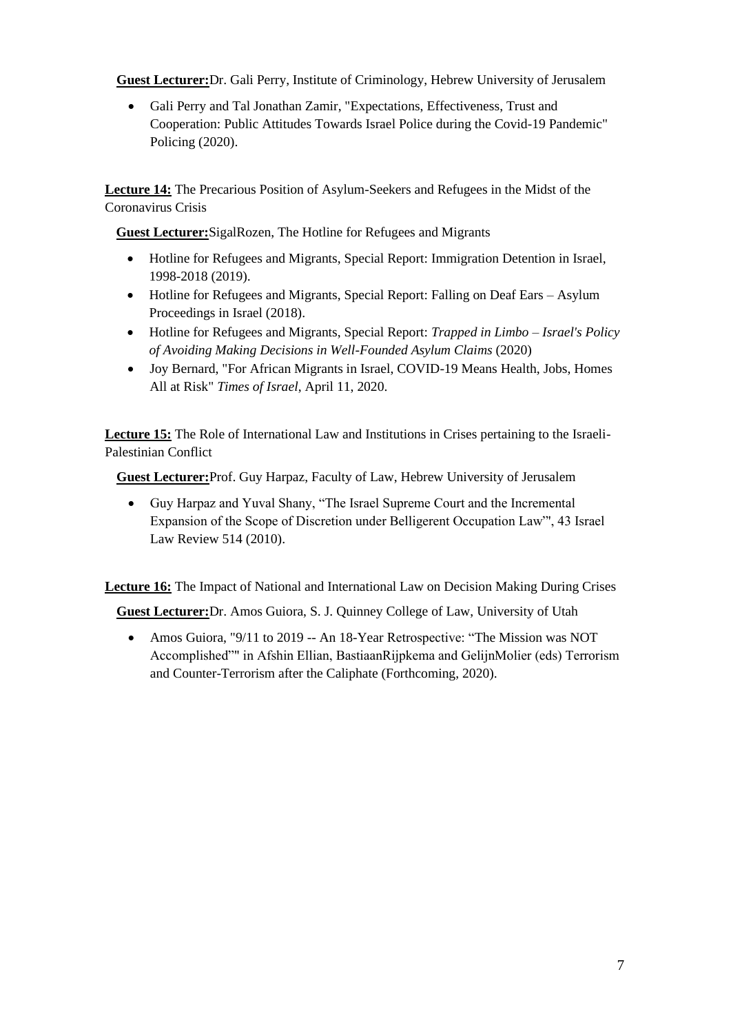**Guest Lecturer:**Dr. Gali Perry, Institute of Criminology, Hebrew University of Jerusalem

- Gali Perry and Tal Jonathan Zamir, "Expectations, Effectiveness, Trust and Cooperation: Public Attitudes Towards Israel Police during the Covid-19 Pandemic" Policing (2020).

**Lecture 14:** The Precarious Position of Asylum-Seekers and Refugees in the Midst of the Coronavirus Crisis

**Guest Lecturer:**SigalRozen, The Hotline for Refugees and Migrants

- Hotline for Refugees and Migrants, Special Report: Immigration Detention in Israel, 1998-2018 (2019).
- Hotline for Refugees and Migrants, Special Report: Falling on Deaf Ears – Asylum Proceedings in Israel (2018).
- Hotline for Refugees and Migrants, Special Report: *Trapped in Limbo – Israel's Policy of Avoiding Making Decisions in Well-Founded Asylum Claims* (2020)
- Joy Bernard, "For African Migrants in Israel, COVID-19 Means Health, Jobs, Homes All at Risk" *Times of Israel*, April 11, 2020.

**Lecture 15:** The Role of International Law and Institutions in Crises pertaining to the Israeli-Palestinian Conflict

**Guest Lecturer:**Prof. Guy Harpaz, Faculty of Law, Hebrew University of Jerusalem

- Guy Harpaz and Yuval Shany, "The Israel Supreme Court and the Incremental Expansion of the Scope of Discretion under Belligerent Occupation Law"", 43 Israel Law Review 514 (2010).

**Lecture 16:** The Impact of National and International Law on Decision Making During Crises

**Guest Lecturer:**Dr. Amos Guiora, S. J. Quinney College of Law, University of Utah

- Amos Guiora, "9/11 to 2019 -- An 18-Year Retrospective: "The Mission was NOT Accomplished"" in Afshin Ellian, BastiaanRijpkema and GelijnMolier (eds) Terrorism and Counter-Terrorism after the Caliphate (Forthcoming, 2020).